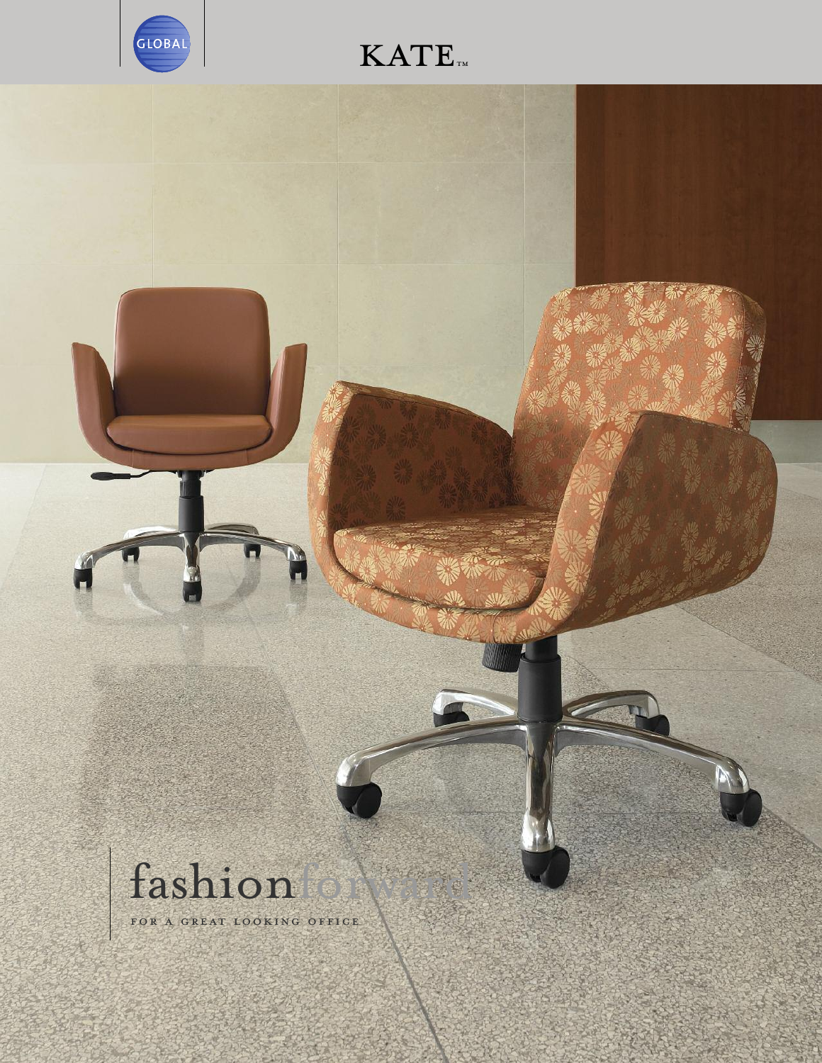GLOBAL

# KATE™

fashionforward

FOR A GREAT LOOKING OFFICE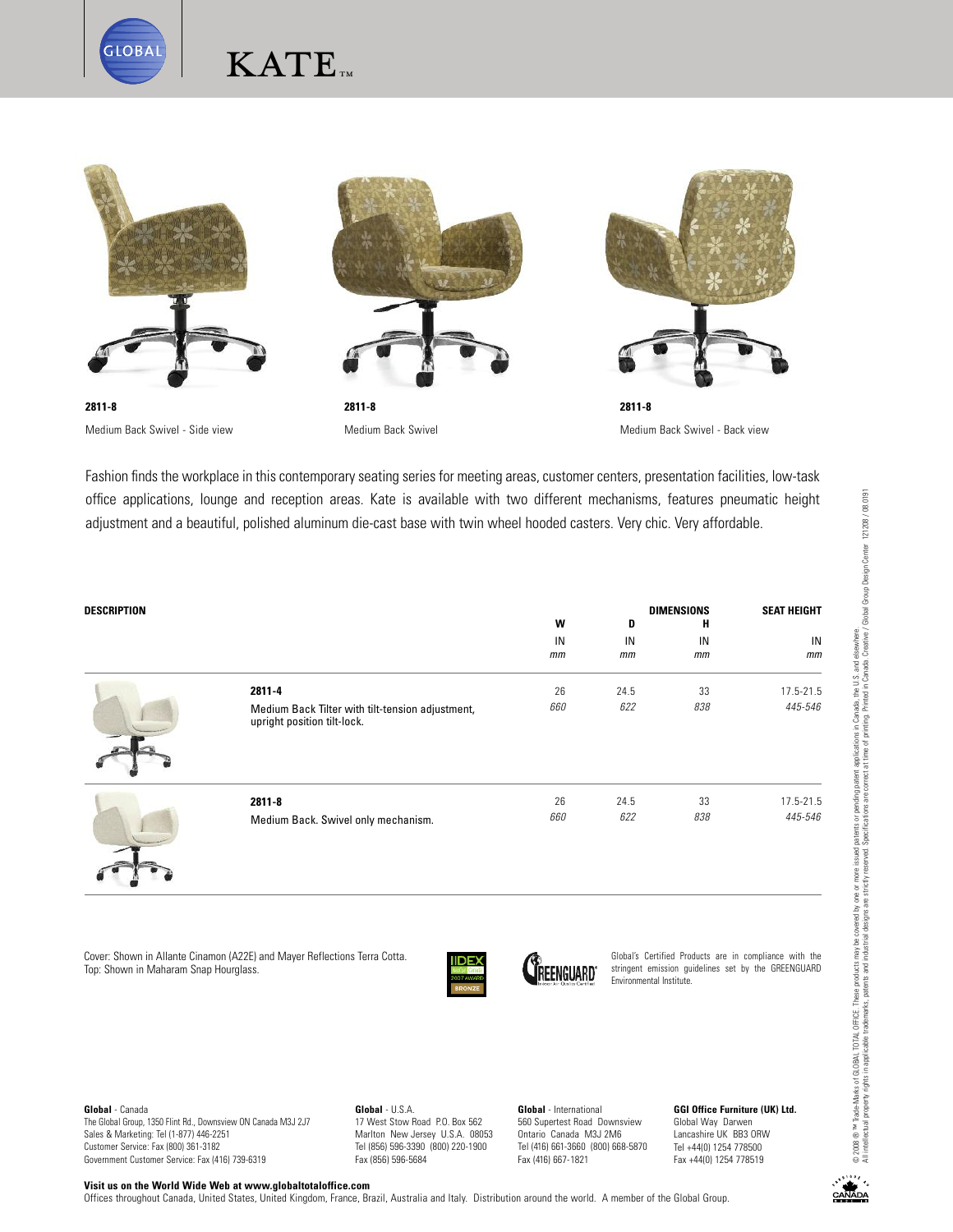# KATE™

**2811-8**
Medium Back Swivel - Side view

**2811-8**
Medium Back Swivel

**2811-8**
Medium Back Swivel - Back view

Fashion finds the workplace in this contemporary seating series for meeting areas, customer centers, presentation facilities, low-task office applications, lounge and reception areas. Kate is available with two different mechanisms, features pneumatic height adjustment and a beautiful, polished aluminum die-cast base with twin wheel hooded casters. Very chic. Very affordable.

| DESCRIPTION | | DIMENSIONS W IN / *mm* | D IN / *mm* | H IN / *mm* | SEAT HEIGHT IN / *mm* |
|---|---|---|---|---|---|
| | **2811-4** Medium Back Tilter with tilt-tension adjustment, upright position tilt-lock. | 26 / *660* | 24.5 / *622* | 33 / *838* | 17.5-21.5 / *445-546* |
| | **2811-8** Medium Back. Swivel only mechanism. | 26 / *660* | 24.5 / *622* | 33 / *838* | 17.5-21.5 / *445-546* |

Cover: Shown in Allante Cinamon (A22E) and Mayer Reflections Terra Cotta.
Top: Shown in Maharam Snap Hourglass.

IIDEX NeoCon Canada 2007 AWARD BRONZE

GREENGUARD Indoor Air Quality Certified

Global's Certified Products are in compliance with the stringent emission guidelines set by the GREENGUARD Environmental Institute.

**Global** - Canada
The Global Group, 1350 Flint Rd., Downsview ON Canada M3J 2J7
Sales & Marketing: Tel (1-877) 446-2251
Customer Service: Fax (800) 361-3182
Government Customer Service: Fax (416) 739-6319

**Global** - U.S.A.
17 West Stow Road P.O. Box 562
Marlton New Jersey U.S.A. 08053
Tel (856) 596-3390 (800) 220-1900
Fax (856) 596-5684

**Global** - International
560 Supertest Road Downsview
Ontario Canada M3J 2M6
Tel (416) 661-3660 (800) 668-5870
Fax (416) 667-1821

**GGI Office Furniture (UK) Ltd.**
Global Way Darwen
Lancashire UK BB3 0RW
Tel +44(0) 1254 778500
Fax +44(0) 1254 778519

**Visit us on the World Wide Web at www.globaltotaloffice.com**
Offices throughout Canada, United States, United Kingdom, France, Brazil, Australia and Italy. Distribution around the world. A member of the Global Group.

© 2008 ® ™ Trade-Marks of GLOBAL TOTAL OFFICE. These products may be covered by one or more issued patents or pending patent applications in Canada, the U.S. and elsewhere. All intellectual property rights in applicable trademarks, patents and industrial designs are strictly reserved. Specifications are correct at time of printing. Printed in Canada. Creative / Global Design Center 121208 / 080191